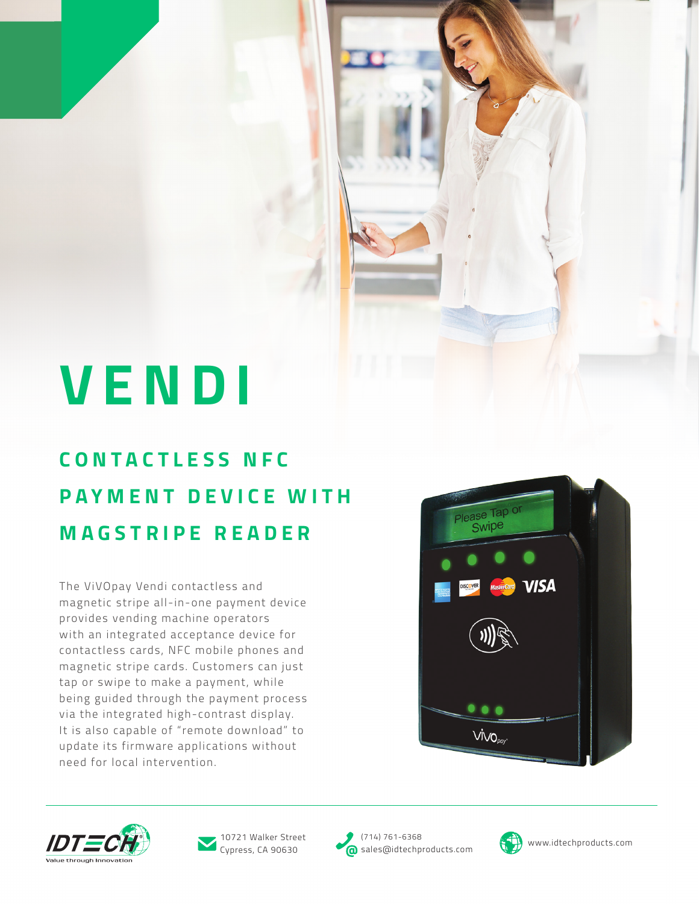# VENDI

## CONTACTLESS NFC PAYMENT DEVICE WITH MAGSTRIPE READER

The ViVOpay Vendi contactless and magnetic stripe all-in-one payment device provides vending machine operators with an integrated acceptance device for contactless cards, NFC mobile phones and magnetic stripe cards. Customers can just tap or swipe to make a payment, while being guided through the payment process via the integrated high-contrast display. It is also capable of "remote download" to update its firmware applications without need for local intervention.

10721 Walker Street
Cypress, CA 90630

(714) 761-6368
sales@idtechproducts.com

www.idtechproducts.com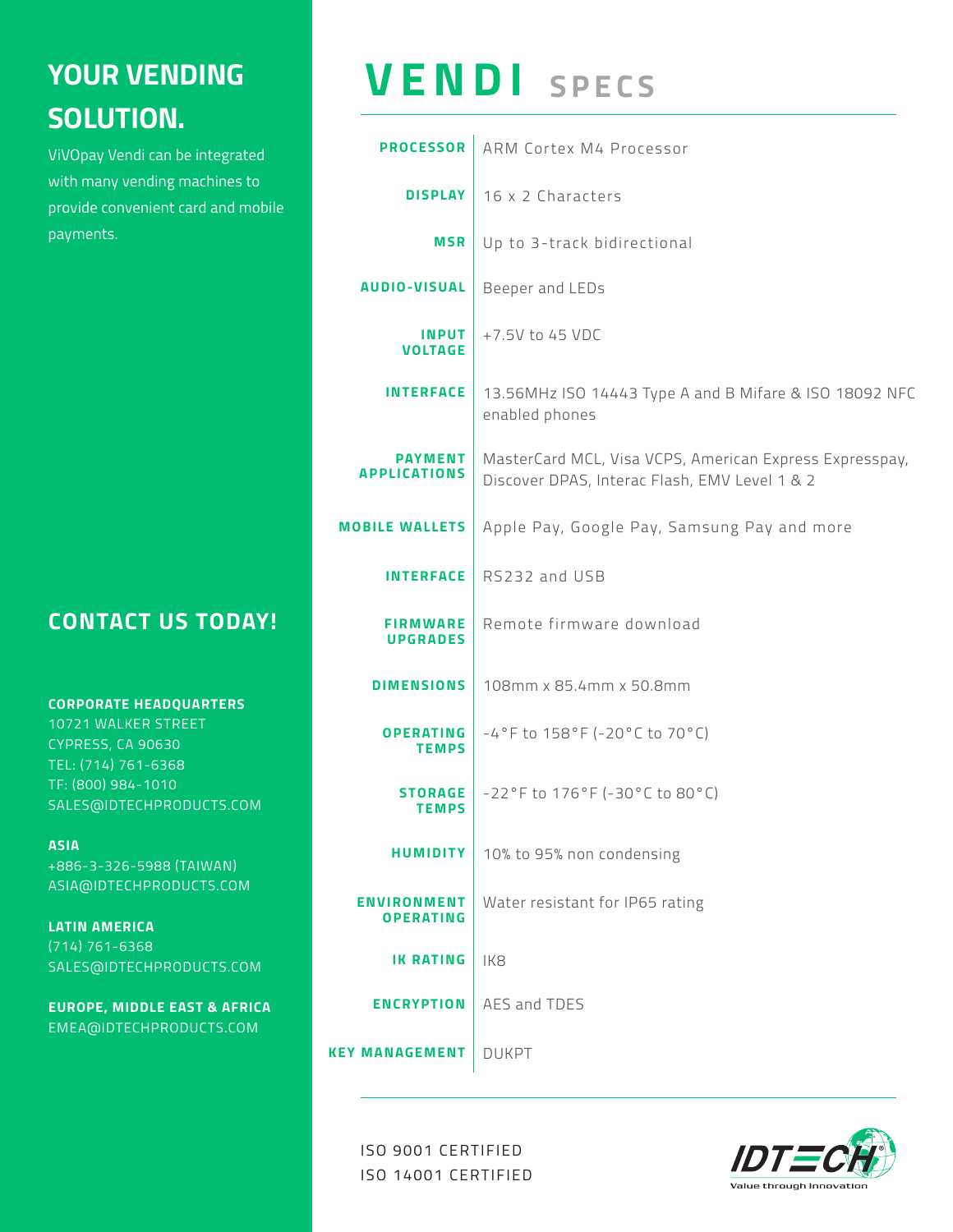## YOUR VENDING SOLUTION.

ViVOpay Vendi can be integrated with many vending machines to provide convenient card and mobile payments.

## CONTACT US TODAY!

**CORPORATE HEADQUARTERS**
10721 WALKER STREET
CYPRESS, CA 90630
TEL: (714) 761-6368
TF: (800) 984-1010
SALES@IDTECHPRODUCTS.COM

**ASIA**
+886-3-326-5988 (TAIWAN)
ASIA@IDTECHPRODUCTS.COM

**LATIN AMERICA**
(714) 761-6368
SALES@IDTECHPRODUCTS.COM

**EUROPE, MIDDLE EAST & AFRICA**
EMEA@IDTECHPRODUCTS.COM

# VENDI SPECS

| | |
|---|---|
| **PROCESSOR** | ARM Cortex M4 Processor |
| **DISPLAY** | 16 x 2 Characters |
| **MSR** | Up to 3-track bidirectional |
| **AUDIO-VISUAL** | Beeper and LEDs |
| **INPUT VOLTAGE** | +7.5V to 45 VDC |
| **INTERFACE** | 13.56MHz ISO 14443 Type A and B Mifare & ISO 18092 NFC enabled phones |
| **PAYMENT APPLICATIONS** | MasterCard MCL, Visa VCPS, American Express Expresspay, Discover DPAS, Interac Flash, EMV Level 1 & 2 |
| **MOBILE WALLETS** | Apple Pay, Google Pay, Samsung Pay and more |
| **INTERFACE** | RS232 and USB |
| **FIRMWARE UPGRADES** | Remote firmware download |
| **DIMENSIONS** | 108mm x 85.4mm x 50.8mm |
| **OPERATING TEMPS** | -4°F to 158°F (-20°C to 70°C) |
| **STORAGE TEMPS** | -22°F to 176°F (-30°C to 80°C) |
| **HUMIDITY** | 10% to 95% non condensing |
| **ENVIRONMENT OPERATING** | Water resistant for IP65 rating |
| **IK RATING** | IK8 |
| **ENCRYPTION** | AES and TDES |
| **KEY MANAGEMENT** | DUKPT |

ISO 9001 CERTIFIED
ISO 14001 CERTIFIED

IDTECH
Value through Innovation